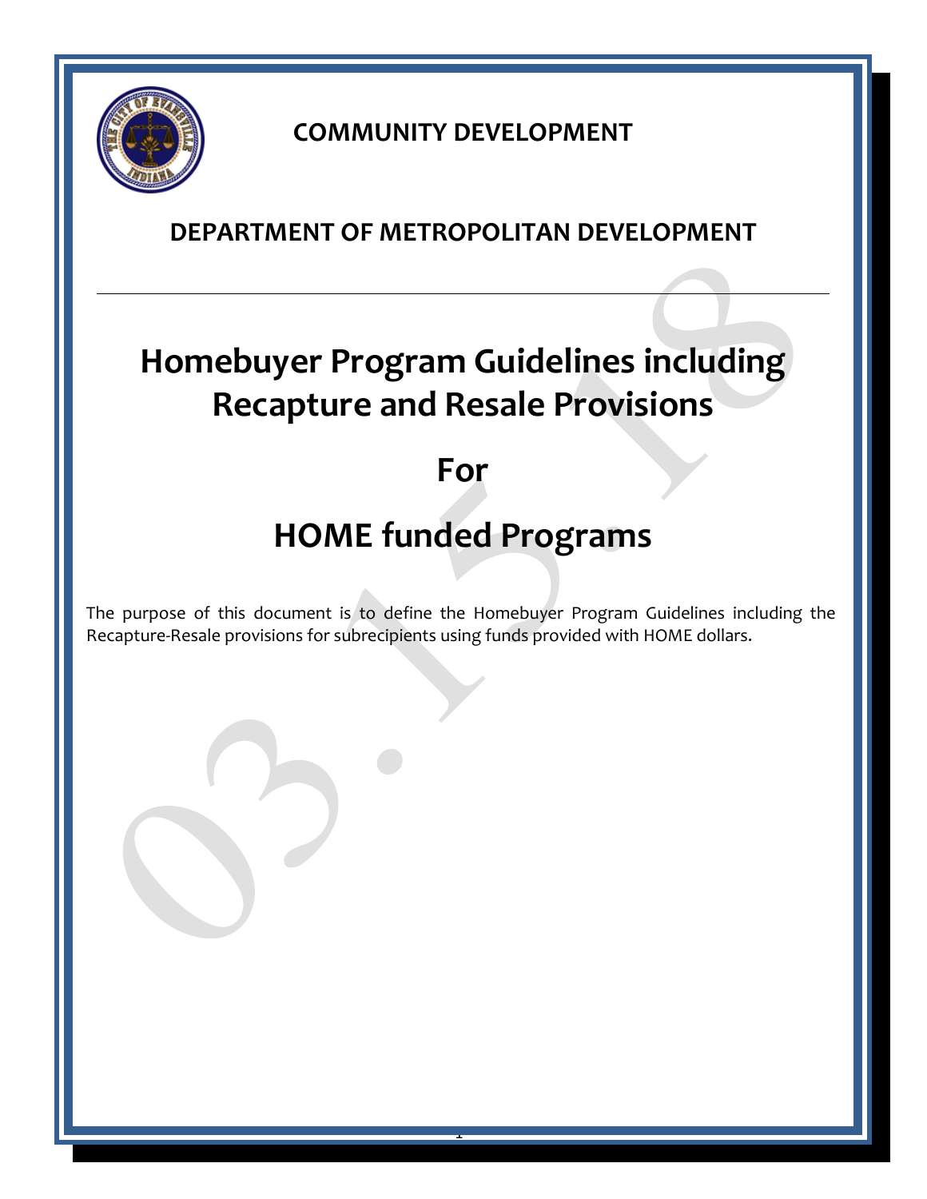**COMMUNITY DEVELOPMENT**

**DEPARTMENT OF METROPOLITAN DEVELOPMENT**

---

# Homebuyer Program Guidelines including Recapture and Resale Provisions

# For

# HOME funded Programs

The purpose of this document is to define the Homebuyer Program Guidelines including the Recapture-Resale provisions for subrecipients using funds provided with HOME dollars.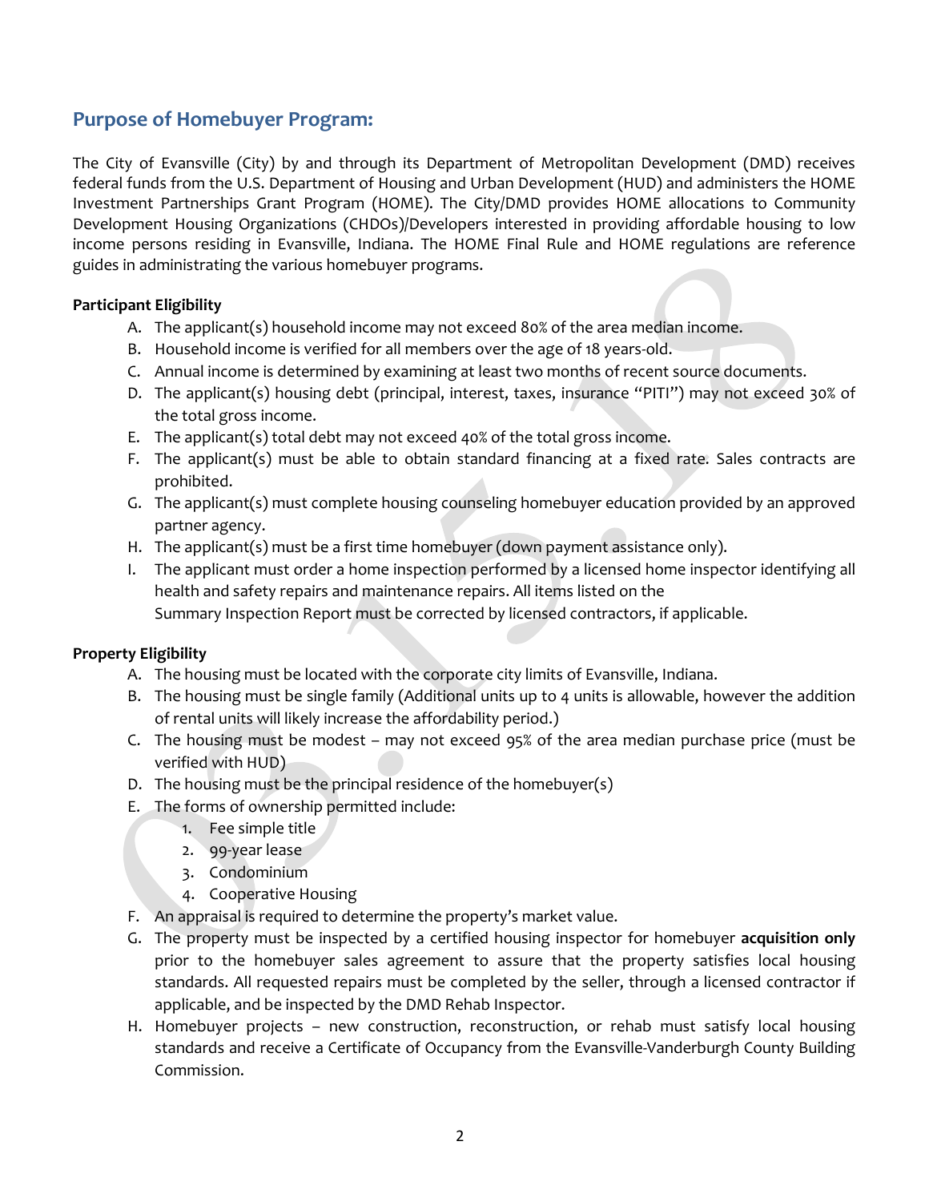## Purpose of Homebuyer Program:

The City of Evansville (City) by and through its Department of Metropolitan Development (DMD) receives federal funds from the U.S. Department of Housing and Urban Development (HUD) and administers the HOME Investment Partnerships Grant Program (HOME). The City/DMD provides HOME allocations to Community Development Housing Organizations (CHDOs)/Developers interested in providing affordable housing to low income persons residing in Evansville, Indiana. The HOME Final Rule and HOME regulations are reference guides in administrating the various homebuyer programs.

**Participant Eligibility**

A. The applicant(s) household income may not exceed 80% of the area median income.
B. Household income is verified for all members over the age of 18 years-old.
C. Annual income is determined by examining at least two months of recent source documents.
D. The applicant(s) housing debt (principal, interest, taxes, insurance "PITI") may not exceed 30% of the total gross income.
E. The applicant(s) total debt may not exceed 40% of the total gross income.
F. The applicant(s) must be able to obtain standard financing at a fixed rate. Sales contracts are prohibited.
G. The applicant(s) must complete housing counseling homebuyer education provided by an approved partner agency.
H. The applicant(s) must be a first time homebuyer (down payment assistance only).
I. The applicant must order a home inspection performed by a licensed home inspector identifying all health and safety repairs and maintenance repairs. All items listed on the Summary Inspection Report must be corrected by licensed contractors, if applicable.

**Property Eligibility**

A. The housing must be located with the corporate city limits of Evansville, Indiana.
B. The housing must be single family (Additional units up to 4 units is allowable, however the addition of rental units will likely increase the affordability period.)
C. The housing must be modest – may not exceed 95% of the area median purchase price (must be verified with HUD)
D. The housing must be the principal residence of the homebuyer(s)
E. The forms of ownership permitted include:
   1. Fee simple title
   2. 99-year lease
   3. Condominium
   4. Cooperative Housing
F. An appraisal is required to determine the property's market value.
G. The property must be inspected by a certified housing inspector for homebuyer **acquisition only** prior to the homebuyer sales agreement to assure that the property satisfies local housing standards. All requested repairs must be completed by the seller, through a licensed contractor if applicable, and be inspected by the DMD Rehab Inspector.
H. Homebuyer projects – new construction, reconstruction, or rehab must satisfy local housing standards and receive a Certificate of Occupancy from the Evansville-Vanderburgh County Building Commission.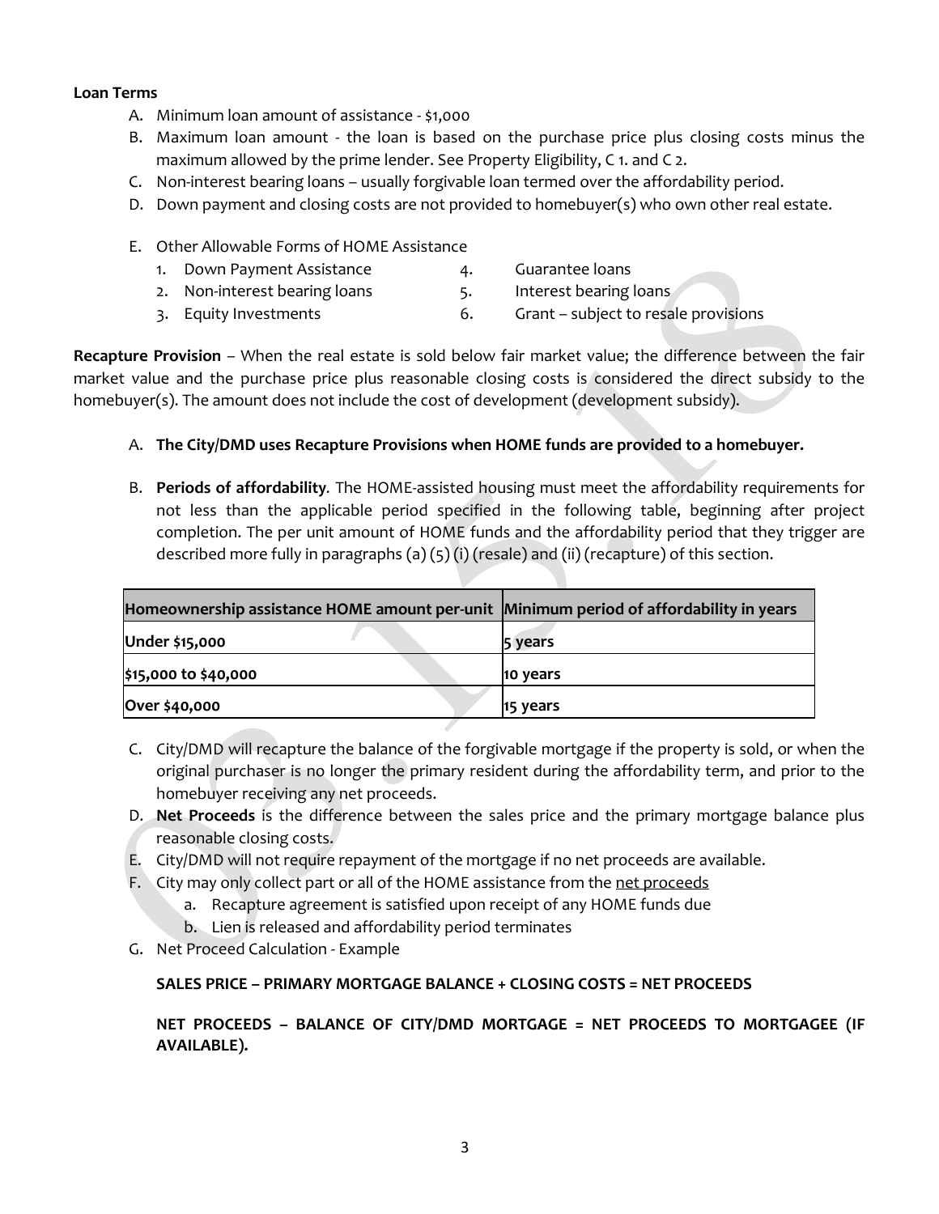**Loan Terms**

A. Minimum loan amount of assistance - $1,000
B. Maximum loan amount - the loan is based on the purchase price plus closing costs minus the maximum allowed by the prime lender. See Property Eligibility, C 1. and C 2.
C. Non-interest bearing loans – usually forgivable loan termed over the affordability period.
D. Down payment and closing costs are not provided to homebuyer(s) who own other real estate.
E. Other Allowable Forms of HOME Assistance
    1. Down Payment Assistance
    2. Non-interest bearing loans
    3. Equity Investments
    4. Guarantee loans
    5. Interest bearing loans
    6. Grant – subject to resale provisions

**Recapture Provision** – When the real estate is sold below fair market value; the difference between the fair market value and the purchase price plus reasonable closing costs is considered the direct subsidy to the homebuyer(s). The amount does not include the cost of development (development subsidy).

A. **The City/DMD uses Recapture Provisions when HOME funds are provided to a homebuyer.**
B. **Periods of affordability**. The HOME-assisted housing must meet the affordability requirements for not less than the applicable period specified in the following table, beginning after project completion. The per unit amount of HOME funds and the affordability period that they trigger are described more fully in paragraphs (a) (5) (i) (resale) and (ii) (recapture) of this section.

| Homeownership assistance HOME amount per-unit | Minimum period of affordability in years |
|---|---|
| **Under $15,000** | **5 years** |
| **$15,000 to $40,000** | **10 years** |
| **Over $40,000** | **15 years** |

C. City/DMD will recapture the balance of the forgivable mortgage if the property is sold, or when the original purchaser is no longer the primary resident during the affordability term, and prior to the homebuyer receiving any net proceeds.
D. **Net Proceeds** is the difference between the sales price and the primary mortgage balance plus reasonable closing costs.
E. City/DMD will not require repayment of the mortgage if no net proceeds are available.
F. City may only collect part or all of the HOME assistance from the net proceeds
    a. Recapture agreement is satisfied upon receipt of any HOME funds due
    b. Lien is released and affordability period terminates
G. Net Proceed Calculation - Example

**SALES PRICE – PRIMARY MORTGAGE BALANCE + CLOSING COSTS = NET PROCEEDS**

**NET PROCEEDS – BALANCE OF CITY/DMD MORTGAGE = NET PROCEEDS TO MORTGAGEE (IF AVAILABLE).**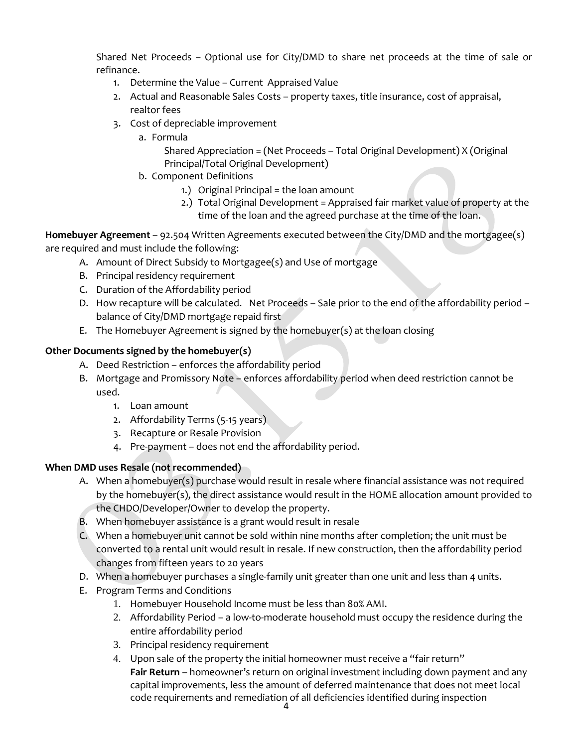Shared Net Proceeds – Optional use for City/DMD to share net proceeds at the time of sale or refinance.

1. Determine the Value – Current Appraised Value
2. Actual and Reasonable Sales Costs – property taxes, title insurance, cost of appraisal, realtor fees
3. Cost of depreciable improvement
   a. Formula

      Shared Appreciation = (Net Proceeds – Total Original Development) X (Original Principal/Total Original Development)

   b. Component Definitions
      1.) Original Principal = the loan amount
      2.) Total Original Development = Appraised fair market value of property at the time of the loan and the agreed purchase at the time of the loan.

**Homebuyer Agreement** – 92.504 Written Agreements executed between the City/DMD and the mortgagee(s) are required and must include the following:

A. Amount of Direct Subsidy to Mortgagee(s) and Use of mortgage
B. Principal residency requirement
C. Duration of the Affordability period
D. How recapture will be calculated. Net Proceeds – Sale prior to the end of the affordability period – balance of City/DMD mortgage repaid first
E. The Homebuyer Agreement is signed by the homebuyer(s) at the loan closing

**Other Documents signed by the homebuyer(s)**

A. Deed Restriction – enforces the affordability period
B. Mortgage and Promissory Note – enforces affordability period when deed restriction cannot be used.
   1. Loan amount
   2. Affordability Terms (5-15 years)
   3. Recapture or Resale Provision
   4. Pre-payment – does not end the affordability period.

**When DMD uses Resale (not recommended)**

A. When a homebuyer(s) purchase would result in resale where financial assistance was not required by the homebuyer(s), the direct assistance would result in the HOME allocation amount provided to the CHDO/Developer/Owner to develop the property.
B. When homebuyer assistance is a grant would result in resale
C. When a homebuyer unit cannot be sold within nine months after completion; the unit must be converted to a rental unit would result in resale. If new construction, then the affordability period changes from fifteen years to 20 years
D. When a homebuyer purchases a single-family unit greater than one unit and less than 4 units.
E. Program Terms and Conditions
   1. Homebuyer Household Income must be less than 80% AMI.
   2. Affordability Period – a low-to-moderate household must occupy the residence during the entire affordability period
   3. Principal residency requirement
   4. Upon sale of the property the initial homeowner must receive a "fair return"

      **Fair Return** – homeowner's return on original investment including down payment and any capital improvements, less the amount of deferred maintenance that does not meet local code requirements and remediation of all deficiencies identified during inspection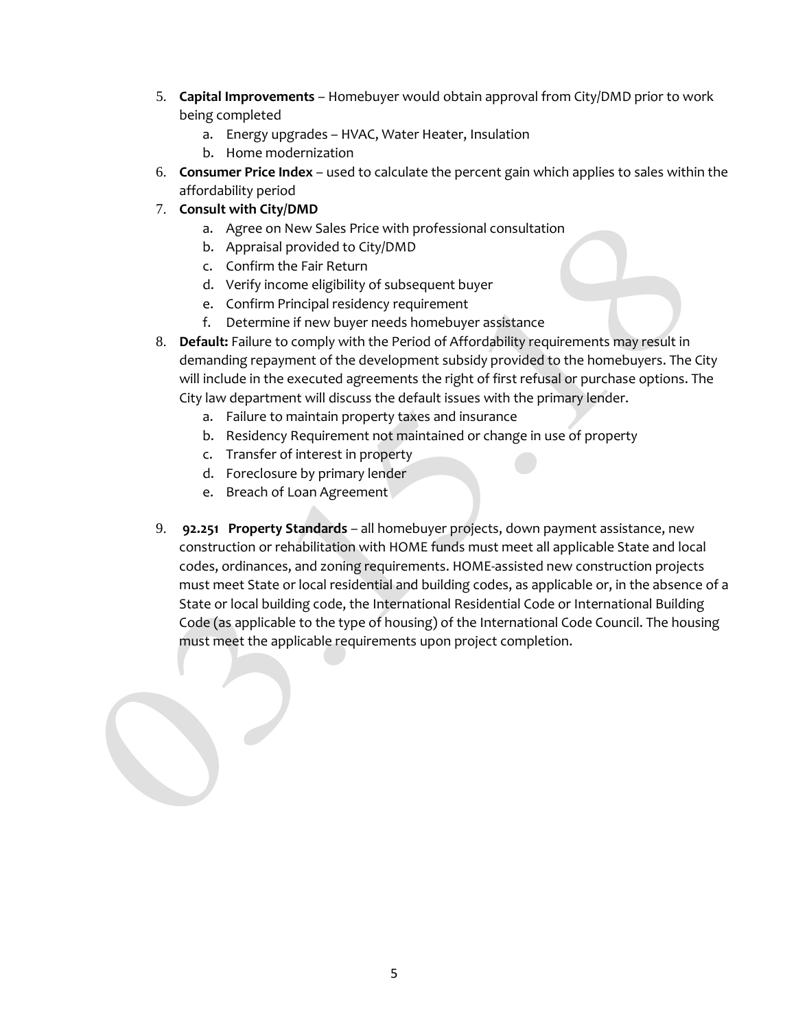5. **Capital Improvements** – Homebuyer would obtain approval from City/DMD prior to work being completed
    a. Energy upgrades – HVAC, Water Heater, Insulation
    b. Home modernization
6. **Consumer Price Index** – used to calculate the percent gain which applies to sales within the affordability period
7. **Consult with City/DMD**
    a. Agree on New Sales Price with professional consultation
    b. Appraisal provided to City/DMD
    c. Confirm the Fair Return
    d. Verify income eligibility of subsequent buyer
    e. Confirm Principal residency requirement
    f. Determine if new buyer needs homebuyer assistance
8. **Default:** Failure to comply with the Period of Affordability requirements may result in demanding repayment of the development subsidy provided to the homebuyers. The City will include in the executed agreements the right of first refusal or purchase options. The City law department will discuss the default issues with the primary lender.
    a. Failure to maintain property taxes and insurance
    b. Residency Requirement not maintained or change in use of property
    c. Transfer of interest in property
    d. Foreclosure by primary lender
    e. Breach of Loan Agreement

9. **92.251 Property Standards** – all homebuyer projects, down payment assistance, new construction or rehabilitation with HOME funds must meet all applicable State and local codes, ordinances, and zoning requirements. HOME-assisted new construction projects must meet State or local residential and building codes, as applicable or, in the absence of a State or local building code, the International Residential Code or International Building Code (as applicable to the type of housing) of the International Code Council. The housing must meet the applicable requirements upon project completion.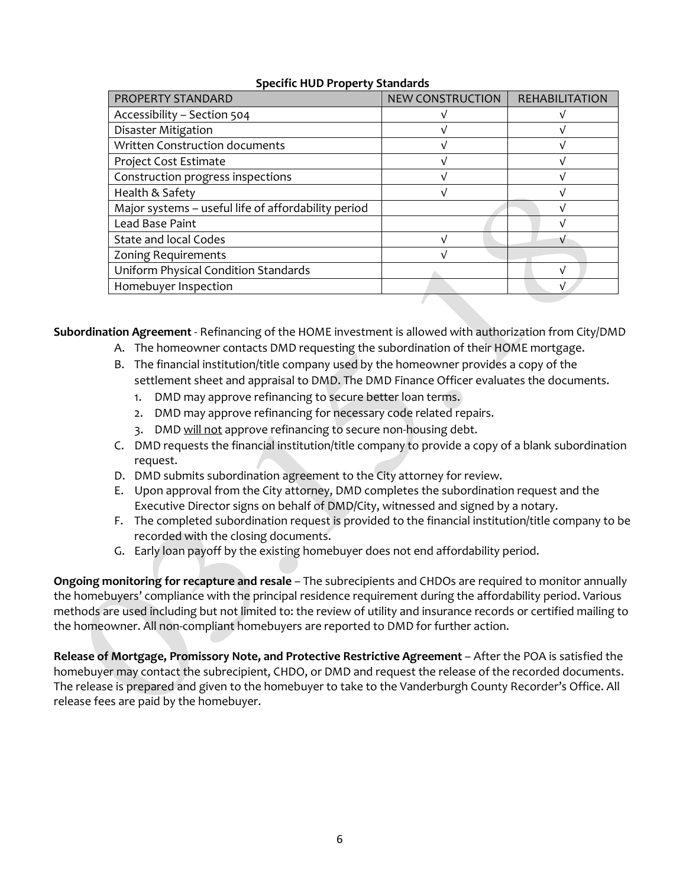**Specific HUD Property Standards**

| PROPERTY STANDARD | NEW CONSTRUCTION | REHABILITATION |
| --- | --- | --- |
| Accessibility – Section 504 | √ | √ |
| Disaster Mitigation | √ | √ |
| Written Construction documents | √ | √ |
| Project Cost Estimate | √ | √ |
| Construction progress inspections | √ | √ |
| Health & Safety | √ | √ |
| Major systems – useful life of affordability period | | √ |
| Lead Base Paint | | √ |
| State and local Codes | √ | √ |
| Zoning Requirements | √ | |
| Uniform Physical Condition Standards | | √ |
| Homebuyer Inspection | | √ |

**Subordination Agreement** - Refinancing of the HOME investment is allowed with authorization from City/DMD

A. The homeowner contacts DMD requesting the subordination of their HOME mortgage.
B. The financial institution/title company used by the homeowner provides a copy of the settlement sheet and appraisal to DMD. The DMD Finance Officer evaluates the documents.
   1. DMD may approve refinancing to secure better loan terms.
   2. DMD may approve refinancing for necessary code related repairs.
   3. DMD <u>will not</u> approve refinancing to secure non-housing debt.
C. DMD requests the financial institution/title company to provide a copy of a blank subordination request.
D. DMD submits subordination agreement to the City attorney for review.
E. Upon approval from the City attorney, DMD completes the subordination request and the Executive Director signs on behalf of DMD/City, witnessed and signed by a notary.
F. The completed subordination request is provided to the financial institution/title company to be recorded with the closing documents.
G. Early loan payoff by the existing homebuyer does not end affordability period.

**Ongoing monitoring for recapture and resale** – The subrecipients and CHDOs are required to monitor annually the homebuyers' compliance with the principal residence requirement during the affordability period. Various methods are used including but not limited to: the review of utility and insurance records or certified mailing to the homeowner. All non-compliant homebuyers are reported to DMD for further action.

**Release of Mortgage, Promissory Note, and Protective Restrictive Agreement** – After the POA is satisfied the homebuyer may contact the subrecipient, CHDO, or DMD and request the release of the recorded documents. The release is prepared and given to the homebuyer to take to the Vanderburgh County Recorder's Office. All release fees are paid by the homebuyer.